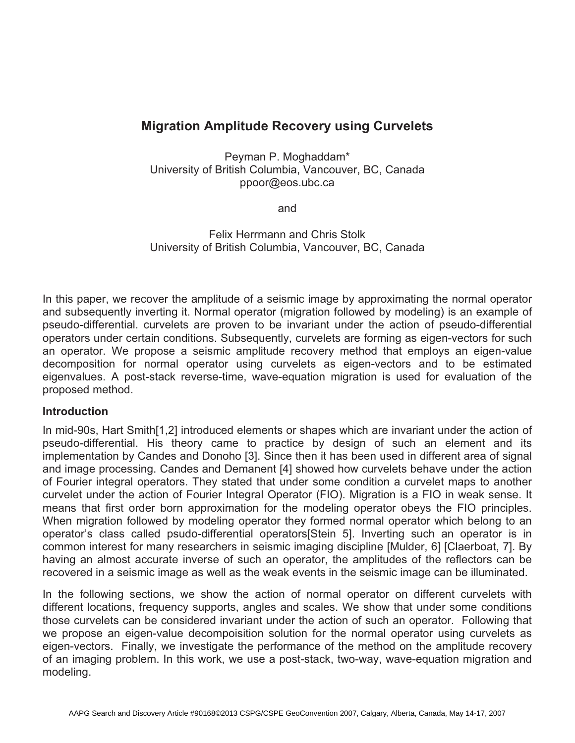# Migration Amplitude Recovery using Curvelets

Peyman P. Moghaddam*
University of British Columbia, Vancouver, BC, Canada
ppoor@eos.ubc.ca

and

Felix Herrmann and Chris Stolk
University of British Columbia, Vancouver, BC, Canada

In this paper, we recover the amplitude of a seismic image by approximating the normal operator and subsequently inverting it. Normal operator (migration followed by modeling) is an example of pseudo-differential. curvelets are proven to be invariant under the action of pseudo-differential operators under certain conditions. Subsequently, curvelets are forming as eigen-vectors for such an operator. We propose a seismic amplitude recovery method that employs an eigen-value decomposition for normal operator using curvelets as eigen-vectors and to be estimated eigenvalues. A post-stack reverse-time, wave-equation migration is used for evaluation of the proposed method.

## Introduction

In mid-90s, Hart Smith[1,2] introduced elements or shapes which are invariant under the action of pseudo-differential. His theory came to practice by design of such an element and its implementation by Candes and Donoho [3]. Since then it has been used in different area of signal and image processing. Candes and Demanent [4] showed how curvelets behave under the action of Fourier integral operators. They stated that under some condition a curvelet maps to another curvelet under the action of Fourier Integral Operator (FIO). Migration is a FIO in weak sense. It means that first order born approximation for the modeling operator obeys the FIO principles. When migration followed by modeling operator they formed normal operator which belong to an operator's class called psudo-differential operators[Stein 5]. Inverting such an operator is in common interest for many researchers in seismic imaging discipline [Mulder, 6] [Claerboat, 7]. By having an almost accurate inverse of such an operator, the amplitudes of the reflectors can be recovered in a seismic image as well as the weak events in the seismic image can be illuminated.

In the following sections, we show the action of normal operator on different curvelets with different locations, frequency supports, angles and scales. We show that under some conditions those curvelets can be considered invariant under the action of such an operator. Following that we propose an eigen-value decompoisition solution for the normal operator using curvelets as eigen-vectors. Finally, we investigate the performance of the method on the amplitude recovery of an imaging problem. In this work, we use a post-stack, two-way, wave-equation migration and modeling.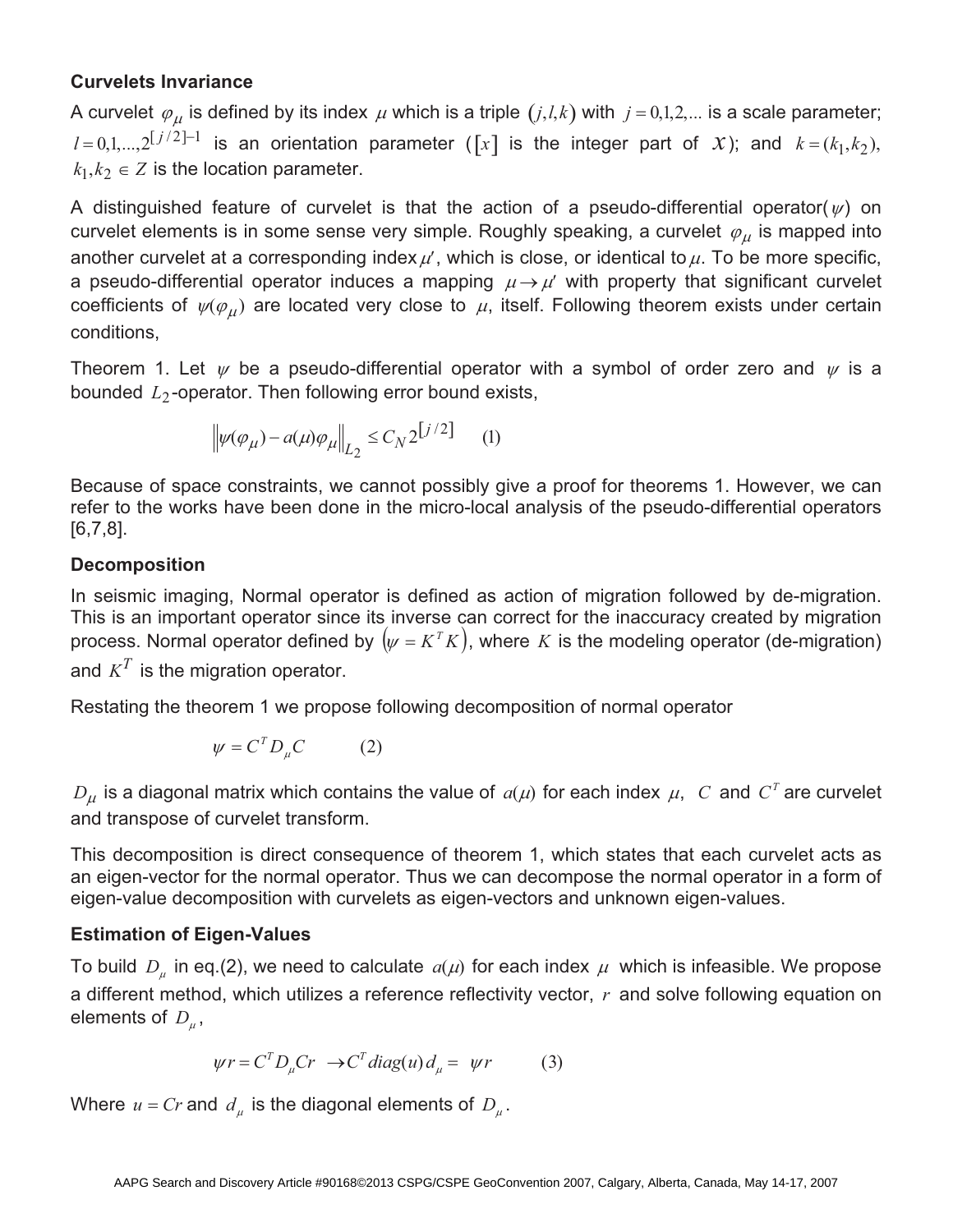### Curvelets Invariance

A curvelet $\varphi_\mu$ is defined by its index $\mu$ which is a triple $(j,l,k)$ with $j = 0,1,2,...$ is a scale parameter; $l = 0,1,...,2^{[j/2]-1}$ is an orientation parameter ($[x]$ is the integer part of $x$); and $k = (k_1, k_2)$, $k_1, k_2 \in Z$ is the location parameter.

A distinguished feature of curvelet is that the action of a pseudo-differential operator($\psi$) on curvelet elements is in some sense very simple. Roughly speaking, a curvelet $\varphi_\mu$ is mapped into another curvelet at a corresponding index $\mu'$, which is close, or identical to $\mu$. To be more specific, a pseudo-differential operator induces a mapping $\mu \rightarrow \mu'$ with property that significant curvelet coefficients of $\psi(\varphi_\mu)$ are located very close to $\mu$, itself. Following theorem exists under certain conditions,

Theorem 1. Let $\psi$ be a pseudo-differential operator with a symbol of order zero and $\psi$ is a bounded $L_2$-operator. Then following error bound exists,

$$\left\| \psi(\varphi_\mu) - a(\mu)\varphi_\mu \right\|_{L_2} \leq C_N 2^{[j/2]} \qquad (1)$$

Because of space constraints, we cannot possibly give a proof for theorems 1. However, we can refer to the works have been done in the micro-local analysis of the pseudo-differential operators [6,7,8].

### Decomposition

In seismic imaging, Normal operator is defined as action of migration followed by de-migration. This is an important operator since its inverse can correct for the inaccuracy created by migration process. Normal operator defined by $(\psi = K^T K)$, where $K$ is the modeling operator (de-migration) and $K^T$ is the migration operator.

Restating the theorem 1 we propose following decomposition of normal operator

$$\psi = C^T D_\mu C \qquad (2)$$

$D_\mu$ is a diagonal matrix which contains the value of $a(\mu)$ for each index $\mu$, $C$ and $C^T$ are curvelet and transpose of curvelet transform.

This decomposition is direct consequence of theorem 1, which states that each curvelet acts as an eigen-vector for the normal operator. Thus we can decompose the normal operator in a form of eigen-value decomposition with curvelets as eigen-vectors and unknown eigen-values.

### Estimation of Eigen-Values

To build $D_\mu$ in eq.(2), we need to calculate $a(\mu)$ for each index $\mu$ which is infeasible. We propose a different method, which utilizes a reference reflectivity vector, $r$ and solve following equation on elements of $D_\mu$,

$$\psi r = C^T D_\mu C r \;\rightarrow C^T \mathrm{diag}(u)\, d_\mu = \psi r \qquad (3)$$

Where $u = Cr$ and $d_\mu$ is the diagonal elements of $D_\mu$.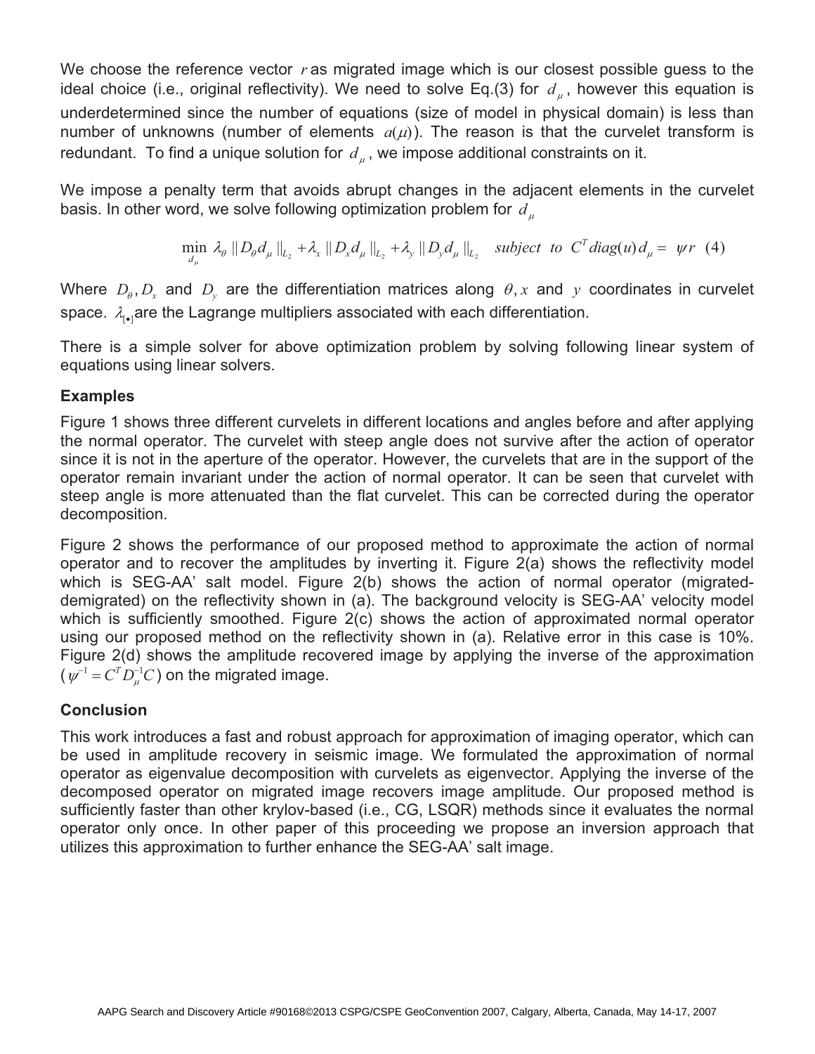We choose the reference vector $r$ as migrated image which is our closest possible guess to the ideal choice (i.e., original reflectivity). We need to solve Eq.(3) for $d_\mu$, however this equation is underdetermined since the number of equations (size of model in physical domain) is less than number of unknowns (number of elements $a(\mu)$). The reason is that the curvelet transform is redundant. To find a unique solution for $d_\mu$, we impose additional constraints on it.

We impose a penalty term that avoids abrupt changes in the adjacent elements in the curvelet basis. In other word, we solve following optimization problem for $d_\mu$

$$\min_{d_\mu} \lambda_\theta \|D_\theta d_\mu\|_{L_2} + \lambda_x \|D_x d_\mu\|_{L_2} + \lambda_y \|D_y d_\mu\|_{L_2} \quad subject \ \ to \ \ C^T diag(u)\, d_\mu = \psi r \quad (4)$$

Where $D_\theta, D_x$ and $D_y$ are the differentiation matrices along $\theta, x$ and $y$ coordinates in curvelet space. $\lambda_{[\bullet]}$ are the Lagrange multipliers associated with each differentiation.

There is a simple solver for above optimization problem by solving following linear system of equations using linear solvers.

## Examples

Figure 1 shows three different curvelets in different locations and angles before and after applying the normal operator. The curvelet with steep angle does not survive after the action of operator since it is not in the aperture of the operator. However, the curvelets that are in the support of the operator remain invariant under the action of normal operator. It can be seen that curvelet with steep angle is more attenuated than the flat curvelet. This can be corrected during the operator decomposition.

Figure 2 shows the performance of our proposed method to approximate the action of normal operator and to recover the amplitudes by inverting it. Figure 2(a) shows the reflectivity model which is SEG-AA' salt model. Figure 2(b) shows the action of normal operator (migrated-demigrated) on the reflectivity shown in (a). The background velocity is SEG-AA' velocity model which is sufficiently smoothed. Figure 2(c) shows the action of approximated normal operator using our proposed method on the reflectivity shown in (a). Relative error in this case is 10%. Figure 2(d) shows the amplitude recovered image by applying the inverse of the approximation ($\psi^{-1} = C^T D_\mu^{-1} C$) on the migrated image.

## Conclusion

This work introduces a fast and robust approach for approximation of imaging operator, which can be used in amplitude recovery in seismic image. We formulated the approximation of normal operator as eigenvalue decomposition with curvelets as eigenvector. Applying the inverse of the decomposed operator on migrated image recovers image amplitude. Our proposed method is sufficiently faster than other krylov-based (i.e., CG, LSQR) methods since it evaluates the normal operator only once. In other paper of this proceeding we propose an inversion approach that utilizes this approximation to further enhance the SEG-AA' salt image.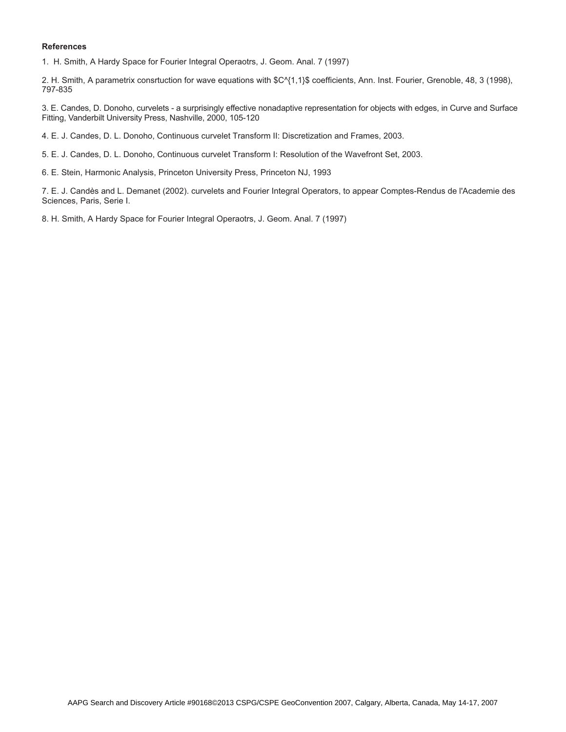**References**

1. H. Smith, A Hardy Space for Fourier Integral Operaotrs, J. Geom. Anal. 7 (1997)

2. H. Smith, A parametrix consrtuction for wave equations with $C^{1,1}$ coefficients, Ann. Inst. Fourier, Grenoble, 48, 3 (1998), 797-835

3. E. Candes, D. Donoho, curvelets - a surprisingly effective nonadaptive representation for objects with edges, in Curve and Surface Fitting, Vanderbilt University Press, Nashville, 2000, 105-120

4. E. J. Candes, D. L. Donoho, Continuous curvelet Transform II: Discretization and Frames, 2003.

5. E. J. Candes, D. L. Donoho, Continuous curvelet Transform I: Resolution of the Wavefront Set, 2003.

6. E. Stein, Harmonic Analysis, Princeton University Press, Princeton NJ, 1993

7. E. J. Candès and L. Demanet (2002). curvelets and Fourier Integral Operators, to appear Comptes-Rendus de l'Academie des Sciences, Paris, Serie I.

8. H. Smith, A Hardy Space for Fourier Integral Operaotrs, J. Geom. Anal. 7 (1997)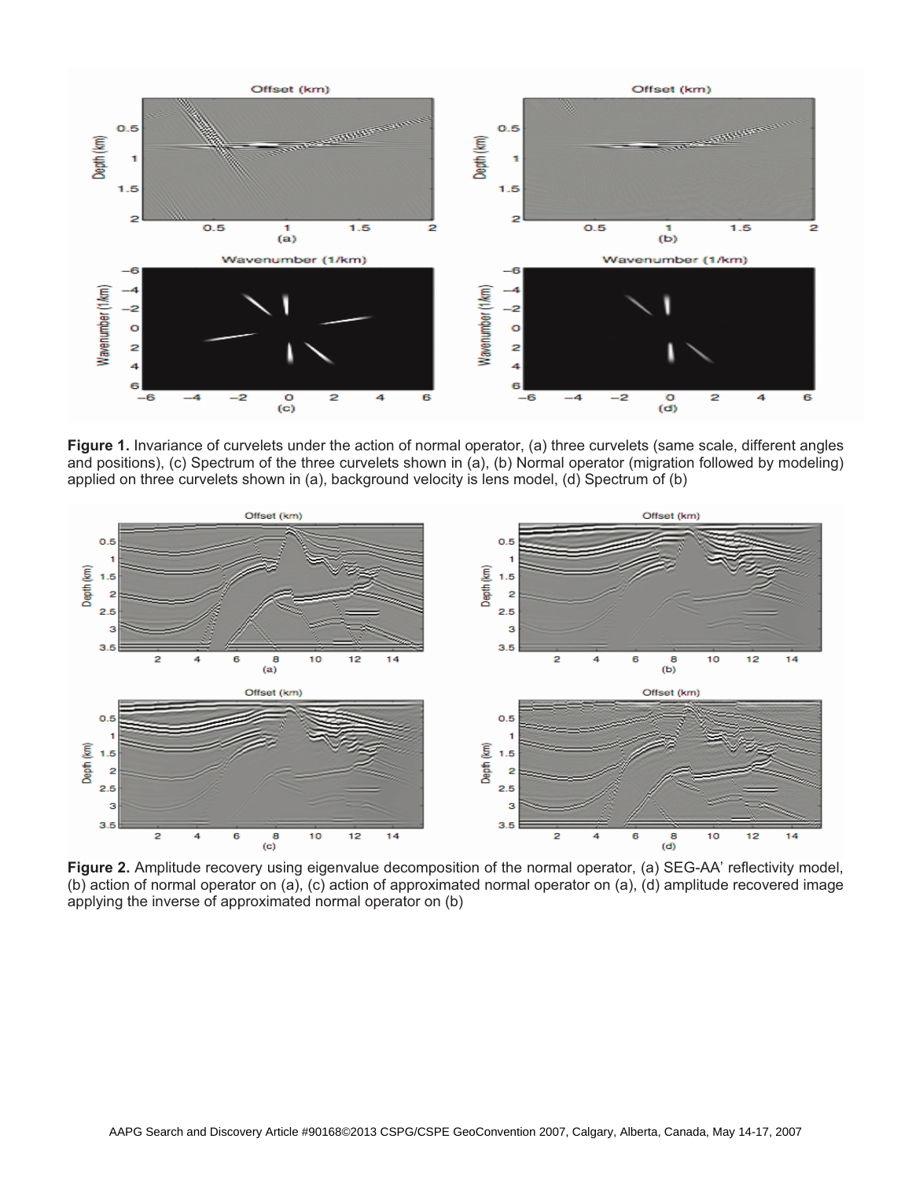Offset (km)

Depth (km)

0.5

1

1.5

2

0.5

1

1.5

2

(a)

Offset (km)

Depth (km)

0.5

1

1.5

2

0.5

1

1.5

2

(b)

Wavenumber (1/km)

Wavenumber (1/km)

−6

−4

−2

0

2

4

6

−6

−4

−2

0

2

4

6

(c)

Wavenumber (1/km)

Wavenumber (1/km)

−6

−4

−2

0

2

4

6

−6

−4

−2

0

2

4

6

(d)

**Figure 1.** Invariance of curvelets under the action of normal operator, (a) three curvelets (same scale, different angles and positions), (c) Spectrum of the three curvelets shown in (a), (b) Normal operator (migration followed by modeling) applied on three curvelets shown in (a), background velocity is lens model, (d) Spectrum of (b)

Offset (km)

Depth (km)

0.5

1

1.5

2

2.5

3

3.5

2

4

6

8

10

12

14

(a)

Offset (km)

Depth (km)

0.5

1

1.5

2

2.5

3

3.5

2

4

6

8

10

12

14

(b)

Offset (km)

Depth (km)

0.5

1

1.5

2

2.5

3

3.5

2

4

6

8

10

12

14

(c)

Offset (km)

Depth (km)

0.5

1

1.5

2

2.5

3

3.5

2

4

6

8

10

12

14

(d)

**Figure 2.** Amplitude recovery using eigenvalue decomposition of the normal operator, (a) SEG-AA' reflectivity model, (b) action of normal operator on (a), (c) action of approximated normal operator on (a), (d) amplitude recovered image applying the inverse of approximated normal operator on (b)